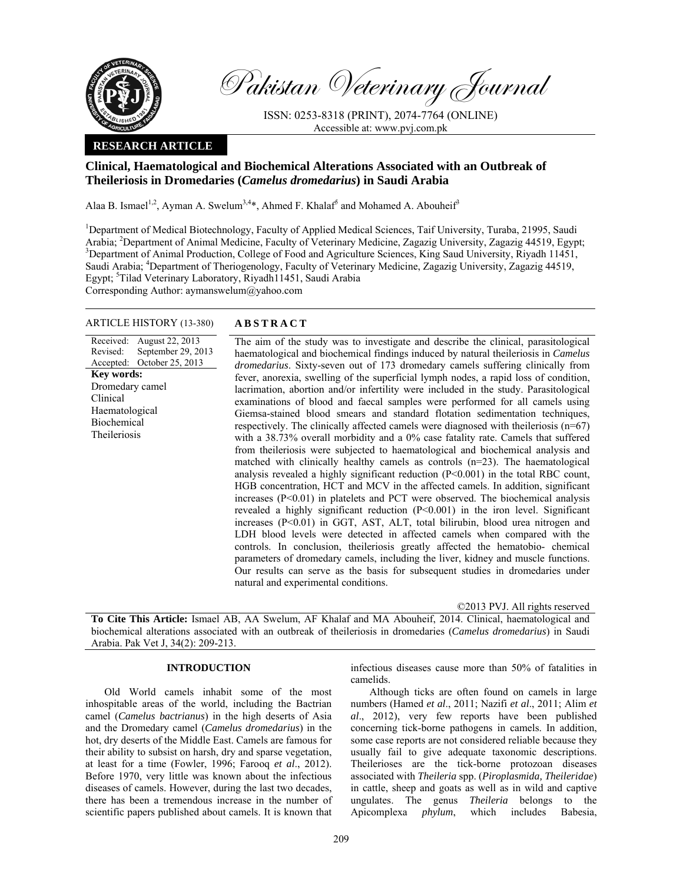# Pakistan Veterinary Journal

ISSN: 0253-8318 (PRINT), 2074-7764 (ONLINE)
Accessible at: www.pvj.com.pk

**RESEARCH ARTICLE**

## Clinical, Haematological and Biochemical Alterations Associated with an Outbreak of Theileriosis in Dromedaries (*Camelus dromedarius*) in Saudi Arabia

Alaa B. Ismael[1,2], Ayman A. Swelum[3,4]*, Ahmed F. Khalaf[5] and Mohamed A. Abouheif[3]

[1]Department of Medical Biotechnology, Faculty of Applied Medical Sciences, Taif University, Turaba, 21995, Saudi Arabia; [2]Department of Animal Medicine, Faculty of Veterinary Medicine, Zagazig University, Zagazig 44519, Egypt; [3]Department of Animal Production, College of Food and Agriculture Sciences, King Saud University, Riyadh 11451, Saudi Arabia; [4]Department of Theriogenology, Faculty of Veterinary Medicine, Zagazig University, Zagazig 44519, Egypt; [5]Tilad Veterinary Laboratory, Riyadh11451, Saudi Arabia
Corresponding Author: aymanswelum@yahoo.com

**ARTICLE HISTORY** (13-380)

Received: August 22, 2013
Revised: September 29, 2013
Accepted: October 25, 2013

**Key words:**
Dromedary camel
Clinical
Haematological
Biochemical
Theileriosis

**ABSTRACT**

The aim of the study was to investigate and describe the clinical, parasitological haematological and biochemical findings induced by natural theileriosis in *Camelus dromedarius*. Sixty-seven out of 173 dromedary camels suffering clinically from fever, anorexia, swelling of the superficial lymph nodes, a rapid loss of condition, lacrimation, abortion and/or infertility were included in the study. Parasitological examinations of blood and faecal samples were performed for all camels using Giemsa-stained blood smears and standard flotation sedimentation techniques, respectively. The clinically affected camels were diagnosed with theileriosis (n=67) with a 38.73% overall morbidity and a 0% case fatality rate. Camels that suffered from theileriosis were subjected to haematological and biochemical analysis and matched with clinically healthy camels as controls (n=23). The haematological analysis revealed a highly significant reduction ($P<0.001$) in the total RBC count, HGB concentration, HCT and MCV in the affected camels. In addition, significant increases ($P<0.01$) in platelets and PCT were observed. The biochemical analysis revealed a highly significant reduction ($P<0.001$) in the iron level. Significant increases ($P<0.01$) in GGT, AST, ALT, total bilirubin, blood urea nitrogen and LDH blood levels were detected in affected camels when compared with the controls. In conclusion, theileriosis greatly affected the hematobio- chemical parameters of dromedary camels, including the liver, kidney and muscle functions. Our results can serve as the basis for subsequent studies in dromedaries under natural and experimental conditions.

©2013 PVJ. All rights reserved

**To Cite This Article:** Ismael AB, AA Swelum, AF Khalaf and MA Abouheif, 2014. Clinical, haematological and biochemical alterations associated with an outbreak of theileriosis in dromedaries (*Camelus dromedarius*) in Saudi Arabia. Pak Vet J, 34(2): 209-213.

## INTRODUCTION

Old World camels inhabit some of the most inhospitable areas of the world, including the Bactrian camel (*Camelus bactrianus*) in the high deserts of Asia and the Dromedary camel (*Camelus dromedarius*) in the hot, dry deserts of the Middle East. Camels are famous for their ability to subsist on harsh, dry and sparse vegetation, at least for a time (Fowler, 1996; Farooq *et al*., 2012). Before 1970, very little was known about the infectious diseases of camels. However, during the last two decades, there has been a tremendous increase in the number of scientific papers published about camels. It is known that infectious diseases cause more than 50% of fatalities in camelids.

Although ticks are often found on camels in large numbers (Hamed *et al*., 2011; Nazifi *et al*., 2011; Alim *et al*., 2012), very few reports have been published concerning tick-borne pathogens in camels. In addition, some case reports are not considered reliable because they usually fail to give adequate taxonomic descriptions. Theilerioses are the tick-borne protozoan diseases associated with *Theileria* spp. (*Piroplasmida, Theileridae*) in cattle, sheep and goats as well as in wild and captive ungulates. The genus *Theileria* belongs to the Apicomplexa *phylum*, which includes Babesia,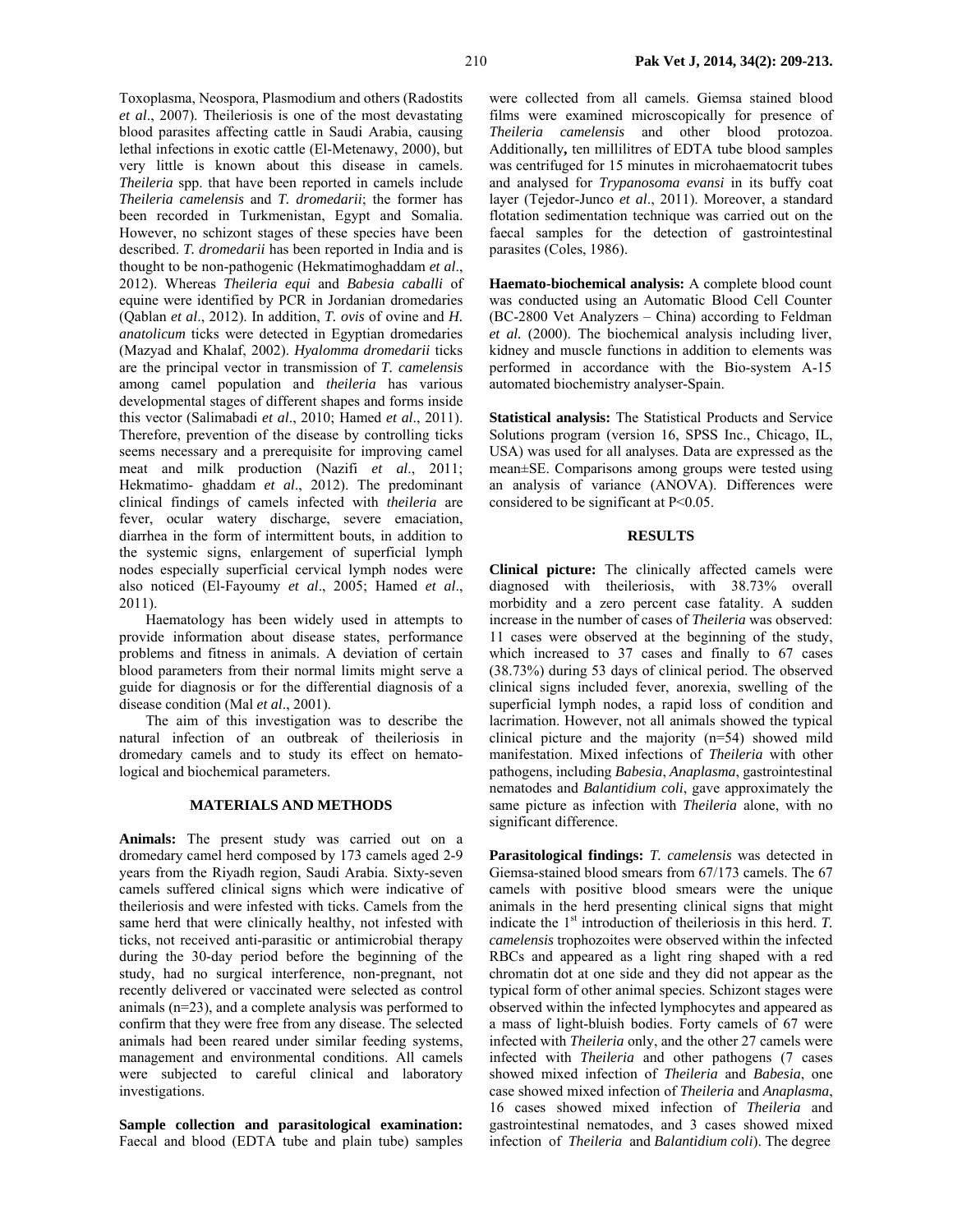Toxoplasma, Neospora, Plasmodium and others (Radostits *et al*., 2007). Theileriosis is one of the most devastating blood parasites affecting cattle in Saudi Arabia, causing lethal infections in exotic cattle (El-Metenawy, 2000), but very little is known about this disease in camels. *Theileria* spp. that have been reported in camels include *Theileria camelensis* and *T. dromedarii*; the former has been recorded in Turkmenistan, Egypt and Somalia. However, no schizont stages of these species have been described. *T. dromedarii* has been reported in India and is thought to be non-pathogenic (Hekmatimoghaddam *et al*., 2012). Whereas *Theileria equi* and *Babesia caballi* of equine were identified by PCR in Jordanian dromedaries (Qablan *et al*., 2012). In addition, *T. ovis* of ovine and *H. anatolicum* ticks were detected in Egyptian dromedaries (Mazyad and Khalaf, 2002). *Hyalomma dromedarii* ticks are the principal vector in transmission of *T. camelensis* among camel population and *theileria* has various developmental stages of different shapes and forms inside this vector (Salimabadi *et al*., 2010; Hamed *et al*., 2011). Therefore, prevention of the disease by controlling ticks seems necessary and a prerequisite for improving camel meat and milk production (Nazifi *et al*., 2011; Hekmatimo- ghaddam *et al*., 2012). The predominant clinical findings of camels infected with *theileria* are fever, ocular watery discharge, severe emaciation, diarrhea in the form of intermittent bouts, in addition to the systemic signs, enlargement of superficial lymph nodes especially superficial cervical lymph nodes were also noticed (El-Fayoumy *et al*., 2005; Hamed *et al*., 2011).

Haematology has been widely used in attempts to provide information about disease states, performance problems and fitness in animals. A deviation of certain blood parameters from their normal limits might serve a guide for diagnosis or for the differential diagnosis of a disease condition (Mal *et al*., 2001).

The aim of this investigation was to describe the natural infection of an outbreak of theileriosis in dromedary camels and to study its effect on hematological and biochemical parameters.

## MATERIALS AND METHODS

**Animals:** The present study was carried out on a dromedary camel herd composed by 173 camels aged 2-9 years from the Riyadh region, Saudi Arabia. Sixty-seven camels suffered clinical signs which were indicative of theileriosis and were infested with ticks. Camels from the same herd that were clinically healthy, not infested with ticks, not received anti-parasitic or antimicrobial therapy during the 30-day period before the beginning of the study, had no surgical interference, non-pregnant, not recently delivered or vaccinated were selected as control animals (n=23), and a complete analysis was performed to confirm that they were free from any disease. The selected animals had been reared under similar feeding systems, management and environmental conditions. All camels were subjected to careful clinical and laboratory investigations.

**Sample collection and parasitological examination:** Faecal and blood (EDTA tube and plain tube) samples were collected from all camels. Giemsa stained blood films were examined microscopically for presence of *Theileria camelensis* and other blood protozoa. Additionally**,** ten millilitres of EDTA tube blood samples was centrifuged for 15 minutes in microhaematocrit tubes and analysed for *Trypanosoma evansi* in its buffy coat layer (Tejedor-Junco *et al*., 2011). Moreover, a standard flotation sedimentation technique was carried out on the faecal samples for the detection of gastrointestinal parasites (Coles, 1986).

**Haemato-biochemical analysis:** A complete blood count was conducted using an Automatic Blood Cell Counter (BC-2800 Vet Analyzers – China) according to Feldman *et al.* (2000). The biochemical analysis including liver, kidney and muscle functions in addition to elements was performed in accordance with the Bio-system A-15 automated biochemistry analyser-Spain.

**Statistical analysis:** The Statistical Products and Service Solutions program (version 16, SPSS Inc., Chicago, IL, USA) was used for all analyses. Data are expressed as the mean±SE. Comparisons among groups were tested using an analysis of variance (ANOVA). Differences were considered to be significant at $P<0.05$.

## RESULTS

**Clinical picture:** The clinically affected camels were diagnosed with theileriosis, with 38.73% overall morbidity and a zero percent case fatality. A sudden increase in the number of cases of *Theileria* was observed: 11 cases were observed at the beginning of the study, which increased to 37 cases and finally to 67 cases (38.73%) during 53 days of clinical period. The observed clinical signs included fever, anorexia, swelling of the superficial lymph nodes, a rapid loss of condition and lacrimation. However, not all animals showed the typical clinical picture and the majority (n=54) showed mild manifestation. Mixed infections of *Theileria* with other pathogens, including *Babesia*, *Anaplasma*, gastrointestinal nematodes and *Balantidium coli*, gave approximately the same picture as infection with *Theileria* alone, with no significant difference.

**Parasitological findings:** *T. camelensis* was detected in Giemsa-stained blood smears from 67/173 camels. The 67 camels with positive blood smears were the unique animals in the herd presenting clinical signs that might indicate the 1st introduction of theileriosis in this herd. *T. camelensis* trophozoites were observed within the infected RBCs and appeared as a light ring shaped with a red chromatin dot at one side and they did not appear as the typical form of other animal species. Schizont stages were observed within the infected lymphocytes and appeared as a mass of light-bluish bodies. Forty camels of 67 were infected with *Theileria* only, and the other 27 camels were infected with *Theileria* and other pathogens (7 cases showed mixed infection of *Theileria* and *Babesia*, one case showed mixed infection of *Theileria* and *Anaplasma*, 16 cases showed mixed infection of *Theileria* and gastrointestinal nematodes, and 3 cases showed mixed infection of *Theileria* and *Balantidium coli*). The degree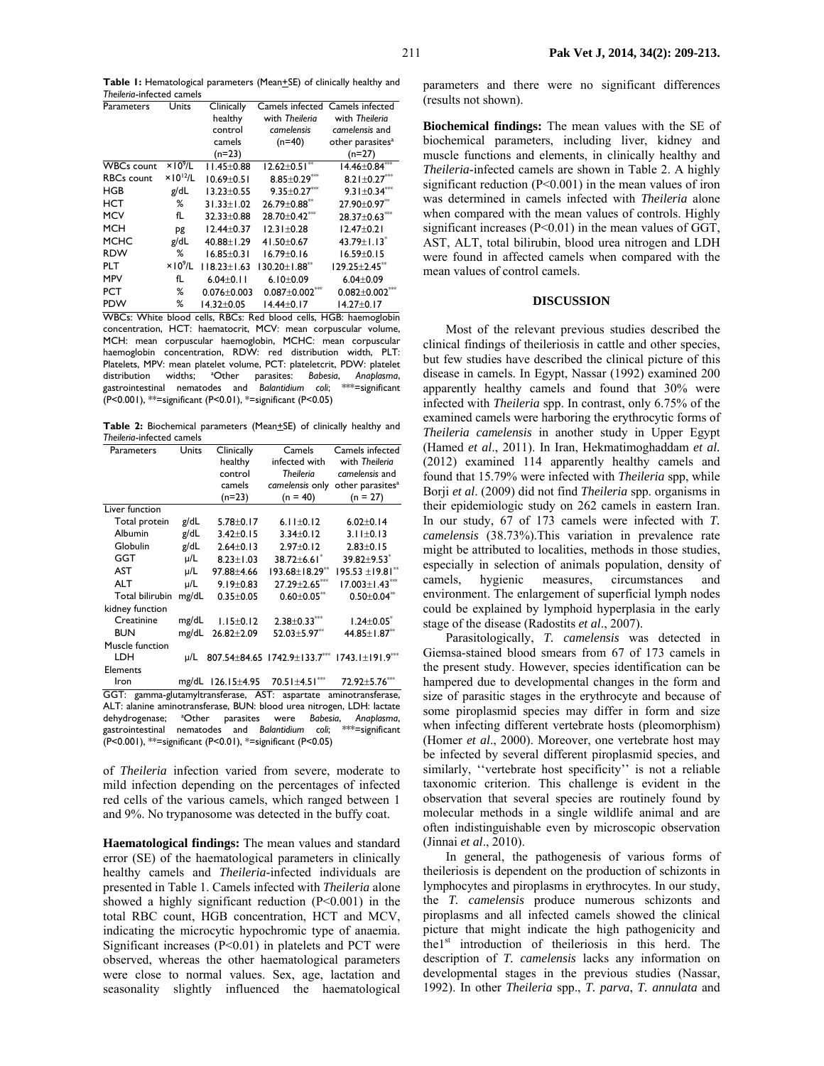**Table 1:** Hematological parameters (Mean±SE) of clinically healthy and *Theileria*-infected camels

| Parameters | Units | Clinically healthy control camels (n=23) | Camels infected with *Theileria camelensis* (n=40) | Camels infected with *Theileria camelensis* and other parasites[a] (n=27) |
|---|---|---|---|---|
| WBCs count | $\times10^9$/L | 11.45±0.88 | 12.62±0.51** | 14.46±0.84*** |
| RBCs count | $\times10^{12}$/L | 10.69±0.51 | 8.85±0.29*** | 8.21±0.27*** |
| HGB | g/dL | 13.23±0.55 | 9.35±0.27*** | 9.31±0.34*** |
| HCT | % | 31.33±1.02 | 26.79±0.88** | 27.90±0.97** |
| MCV | fL | 32.33±0.88 | 28.70±0.42*** | 28.37±0.63*** |
| MCH | pg | 12.44±0.37 | 12.31±0.28 | 12.47±0.21 |
| MCHC | g/dL | 40.88±1.29 | 41.50±0.67 | 43.79±1.13* |
| RDW | % | 16.85±0.31 | 16.79±0.16 | 16.59±0.15 |
| PLT | $\times10^9$/L | 118.23±1.63 | 130.20±1.88** | 129.25±2.45** |
| MPV | fL | 6.04±0.11 | 6.10±0.09 | 6.04±0.09 |
| PCT | % | 0.076±0.003 | 0.087±0.002*** | 0.082±0.002*** |
| PDW | % | 14.32±0.05 | 14.44±0.17 | 14.27±0.17 |

WBCs: White blood cells, RBCs: Red blood cells, HGB: haemoglobin concentration, HCT: haematocrit, MCV: mean corpuscular volume, MCH: mean corpuscular haemoglobin, MCHC: mean corpuscular haemoglobin concentration, RDW: red distribution width, PLT: Platelets, MPV: mean platelet volume, PCT: plateletcrit, PDW: platelet distribution widths; [a]Other parasites: *Babesia*, *Anaplasma*, gastrointestinal nematodes and *Balantidium coli*; ***=significant ($P<0.001$), **=significant ($P<0.01$), *=significant ($P<0.05$)

**Table 2:** Biochemical parameters (Mean±SE) of clinically healthy and *Theileria*-infected camels

| Parameters | Units | Clinically healthy control camels (n=23) | Camels infected with *Theileria camelensis* only (n = 40) | Camels infected with *Theileria camelensis* and other parasites[a] (n = 27) |
|---|---|---|---|---|
| Liver function | | | | |
| Total protein | g/dL | 5.78±0.17 | 6.11±0.12 | 6.02±0.14 |
| Albumin | g/dL | 3.42±0.15 | 3.34±0.12 | 3.11±0.13 |
| Globulin | g/dL | 2.64±0.13 | 2.97±0.12 | 2.83±0.15 |
| GGT | μ/L | 8.23±1.03 | 38.72±6.61* | 39.82±9.53* |
| AST | μ/L | 97.88±4.66 | 193.68±18.29** | 195.53 ±19.81** |
| ALT | μ/L | 9.19±0.83 | 27.29±2.65*** | 17.003±1.43*** |
| Total bilirubin | mg/dL | 0.35±0.05 | 0.60±0.05** | 0.50±0.04** |
| kidney function | | | | |
| Creatinine | mg/dL | 1.15±0.12 | 2.38±0.33*** | 1.24±0.05* |
| BUN | mg/dL | 26.82±2.09 | 52.03±5.97** | 44.85±1.87** |
| Muscle function | | | | |
| LDH | μ/L | 807.54±84.65 | 1742.9±133.7*** | 1743.1±191.9*** |
| Elements | | | | |
| Iron | mg/dL | 126.15±4.95 | 70.51±4.51*** | 72.92±5.76*** |

GGT: gamma-glutamyltransferase, AST: aspartate aminotransferase, ALT: alanine aminotransferase, BUN: blood urea nitrogen, LDH: lactate dehydrogenase; [a]Other parasites were *Babesia*, *Anaplasma*, gastrointestinal nematodes and *Balantidium coli*; ***=significant ($P<0.001$), **=significant ($P<0.01$), *=significant ($P<0.05$)

of *Theileria* infection varied from severe, moderate to mild infection depending on the percentages of infected red cells of the various camels, which ranged between 1 and 9%. No trypanosome was detected in the buffy coat.

**Haematological findings:** The mean values and standard error (SE) of the haematological parameters in clinically healthy camels and *Theileria*-infected individuals are presented in Table 1. Camels infected with *Theileria* alone showed a highly significant reduction ($P<0.001$) in the total RBC count, HGB concentration, HCT and MCV, indicating the microcytic hypochromic type of anaemia. Significant increases ($P<0.01$) in platelets and PCT were observed, whereas the other haematological parameters were close to normal values. Sex, age, lactation and seasonality slightly influenced the haematological parameters and there were no significant differences (results not shown).

**Biochemical findings:** The mean values with the SE of biochemical parameters, including liver, kidney and muscle functions and elements, in clinically healthy and *Theileria*-infected camels are shown in Table 2. A highly significant reduction ($P<0.001$) in the mean values of iron was determined in camels infected with *Theileria* alone when compared with the mean values of controls. Highly significant increases ($P<0.01$) in the mean values of GGT, AST, ALT, total bilirubin, blood urea nitrogen and LDH were found in affected camels when compared with the mean values of control camels.

## DISCUSSION

Most of the relevant previous studies described the clinical findings of theileriosis in cattle and other species, but few studies have described the clinical picture of this disease in camels. In Egypt, Nassar (1992) examined 200 apparently healthy camels and found that 30% were infected with *Theileria* spp. In contrast, only 6.75% of the examined camels were harboring the erythrocytic forms of *Theileria camelensis* in another study in Upper Egypt (Hamed *et al*., 2011). In Iran, Hekmatimoghaddam *et al.* (2012) examined 114 apparently healthy camels and found that 15.79% were infected with *Theileria* spp, while Borji *et al*. (2009) did not find *Theileria* spp. organisms in their epidemiologic study on 262 camels in eastern Iran. In our study, 67 of 173 camels were infected with *T. camelensis* (38.73%).This variation in prevalence rate might be attributed to localities, methods in those studies, especially in selection of animals population, density of camels, hygienic measures, circumstances and environment. The enlargement of superficial lymph nodes could be explained by lymphoid hyperplasia in the early stage of the disease (Radostits *et al*., 2007).

Parasitologically, *T. camelensis* was detected in Giemsa-stained blood smears from 67 of 173 camels in the present study. However, species identification can be hampered due to developmental changes in the form and size of parasitic stages in the erythrocyte and because of some piroplasmid species may differ in form and size when infecting different vertebrate hosts (pleomorphism) (Homer *et al*., 2000). Moreover, one vertebrate host may be infected by several different piroplasmid species, and similarly, ''vertebrate host specificity'' is not a reliable taxonomic criterion. This challenge is evident in the observation that several species are routinely found by molecular methods in a single wildlife animal and are often indistinguishable even by microscopic observation (Jinnai *et al*., 2010).

In general, the pathogenesis of various forms of theileriosis is dependent on the production of schizonts in lymphocytes and piroplasms in erythrocytes. In our study, the *T. camelensis* produce numerous schizonts and piroplasms and all infected camels showed the clinical picture that might indicate the high pathogenicity and the1st introduction of theileriosis in this herd. The description of *T. camelensis* lacks any information on developmental stages in the previous studies (Nassar, 1992). In other *Theileria* spp., *T. parva*, *T. annulata* and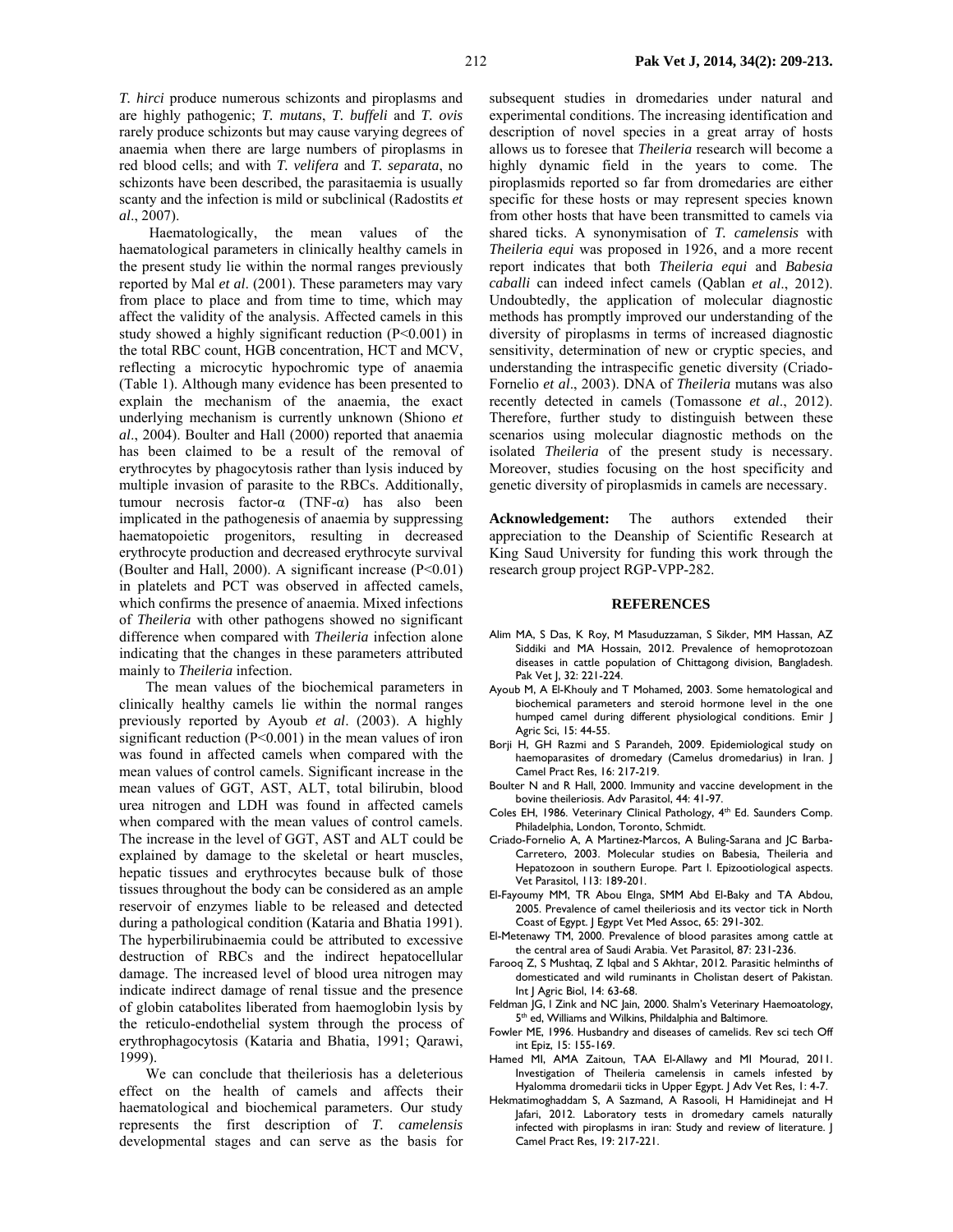*T. hirci* produce numerous schizonts and piroplasms and are highly pathogenic; *T. mutans*, *T. buffeli* and *T. ovis* rarely produce schizonts but may cause varying degrees of anaemia when there are large numbers of piroplasms in red blood cells; and with *T. velifera* and *T. separata*, no schizonts have been described, the parasitaemia is usually scanty and the infection is mild or subclinical (Radostits *et al*., 2007).

Haematologically, the mean values of the haematological parameters in clinically healthy camels in the present study lie within the normal ranges previously reported by Mal *et al*. (2001). These parameters may vary from place to place and from time to time, which may affect the validity of the analysis. Affected camels in this study showed a highly significant reduction ($P<0.001$) in the total RBC count, HGB concentration, HCT and MCV, reflecting a microcytic hypochromic type of anaemia (Table 1). Although many evidence has been presented to explain the mechanism of the anaemia, the exact underlying mechanism is currently unknown (Shiono *et al*., 2004). Boulter and Hall (2000) reported that anaemia has been claimed to be a result of the removal of erythrocytes by phagocytosis rather than lysis induced by multiple invasion of parasite to the RBCs. Additionally, tumour necrosis factor-α (TNF-α) has also been implicated in the pathogenesis of anaemia by suppressing haematopoietic progenitors, resulting in decreased erythrocyte production and decreased erythrocyte survival (Boulter and Hall, 2000). A significant increase ($P<0.01$) in platelets and PCT was observed in affected camels, which confirms the presence of anaemia. Mixed infections of *Theileria* with other pathogens showed no significant difference when compared with *Theileria* infection alone indicating that the changes in these parameters attributed mainly to *Theileria* infection.

The mean values of the biochemical parameters in clinically healthy camels lie within the normal ranges previously reported by Ayoub *et al*. (2003). A highly significant reduction ($P<0.001$) in the mean values of iron was found in affected camels when compared with the mean values of control camels. Significant increase in the mean values of GGT, AST, ALT, total bilirubin, blood urea nitrogen and LDH was found in affected camels when compared with the mean values of control camels. The increase in the level of GGT, AST and ALT could be explained by damage to the skeletal or heart muscles, hepatic tissues and erythrocytes because bulk of those tissues throughout the body can be considered as an ample reservoir of enzymes liable to be released and detected during a pathological condition (Kataria and Bhatia 1991). The hyperbilirubinaemia could be attributed to excessive destruction of RBCs and the indirect hepatocellular damage. The increased level of blood urea nitrogen may indicate indirect damage of renal tissue and the presence of globin catabolites liberated from haemoglobin lysis by the reticulo-endothelial system through the process of erythrophagocytosis (Kataria and Bhatia, 1991; Qarawi, 1999).

We can conclude that theileriosis has a deleterious effect on the health of camels and affects their haematological and biochemical parameters. Our study represents the first description of *T. camelensis* developmental stages and can serve as the basis for subsequent studies in dromedaries under natural and experimental conditions. The increasing identification and description of novel species in a great array of hosts allows us to foresee that *Theileria* research will become a highly dynamic field in the years to come. The piroplasmids reported so far from dromedaries are either specific for these hosts or may represent species known from other hosts that have been transmitted to camels via shared ticks. A synonymisation of *T. camelensis* with *Theileria equi* was proposed in 1926, and a more recent report indicates that both *Theileria equi* and *Babesia caballi* can indeed infect camels (Qablan *et al*., 2012). Undoubtedly, the application of molecular diagnostic methods has promptly improved our understanding of the diversity of piroplasms in terms of increased diagnostic sensitivity, determination of new or cryptic species, and understanding the intraspecific genetic diversity (Criado-Fornelio *et al*., 2003). DNA of *Theileria* mutans was also recently detected in camels (Tomassone *et al*., 2012). Therefore, further study to distinguish between these scenarios using molecular diagnostic methods on the isolated *Theileria* of the present study is necessary. Moreover, studies focusing on the host specificity and genetic diversity of piroplasmids in camels are necessary.

**Acknowledgement:** The authors extended their appreciation to the Deanship of Scientific Research at King Saud University for funding this work through the research group project RGP-VPP-282.

## REFERENCES

Alim MA, S Das, K Roy, M Masuduzzaman, S Sikder, MM Hassan, AZ Siddiki and MA Hossain, 2012. Prevalence of hemoprotozoan diseases in cattle population of Chittagong division, Bangladesh. Pak Vet J, 32: 221-224.

Ayoub M, A El-Khouly and T Mohamed, 2003. Some hematological and biochemical parameters and steroid hormone level in the one humped camel during different physiological conditions. Emir J Agric Sci, 15: 44-55.

Borji H, GH Razmi and S Parandeh, 2009. Epidemiological study on haemoparasites of dromedary (Camelus dromedarius) in Iran. J Camel Pract Res, 16: 217-219.

Boulter N and R Hall, 2000. Immunity and vaccine development in the bovine theileriosis. Adv Parasitol, 44: 41-97.

Coles EH, 1986. Veterinary Clinical Pathology, 4th Ed. Saunders Comp. Philadelphia, London, Toronto, Schmidt.

Criado-Fornelio A, A Martinez-Marcos, A Buling-Sarana and JC Barba-Carretero, 2003. Molecular studies on Babesia, Theileria and Hepatozoon in southern Europe. Part I. Epizootiological aspects. Vet Parasitol, 113: 189-201.

El-Fayoumy MM, TR Abou Elnga, SMM Abd El-Baky and TA Abdou, 2005. Prevalence of camel theileriosis and its vector tick in North Coast of Egypt. J Egypt Vet Med Assoc, 65: 291-302.

El-Metenawy TM, 2000. Prevalence of blood parasites among cattle at the central area of Saudi Arabia. Vet Parasitol, 87: 231-236.

Farooq Z, S Mushtaq, Z Iqbal and S Akhtar, 2012. Parasitic helminths of domesticated and wild ruminants in Cholistan desert of Pakistan. Int J Agric Biol, 14: 63-68.

Feldman JG, I Zink and NC Jain, 2000. Shalm's Veterinary Haemoatology, 5th ed, Williams and Wilkins, Phildalphia and Baltimore.

Fowler ME, 1996. Husbandry and diseases of camelids. Rev sci tech Off int Epiz, 15: 155-169.

Hamed MI, AMA Zaitoun, TAA El-Allawy and MI Mourad, 2011. Investigation of Theileria camelensis in camels infested by Hyalomma dromedarii ticks in Upper Egypt. J Adv Vet Res, 1: 4-7.

Hekmatimoghaddam S, A Sazmand, A Rasooli, H Hamidinejat and H Jafari, 2012. Laboratory tests in dromedary camels naturally infected with piroplasms in iran: Study and review of literature. J Camel Pract Res, 19: 217-221.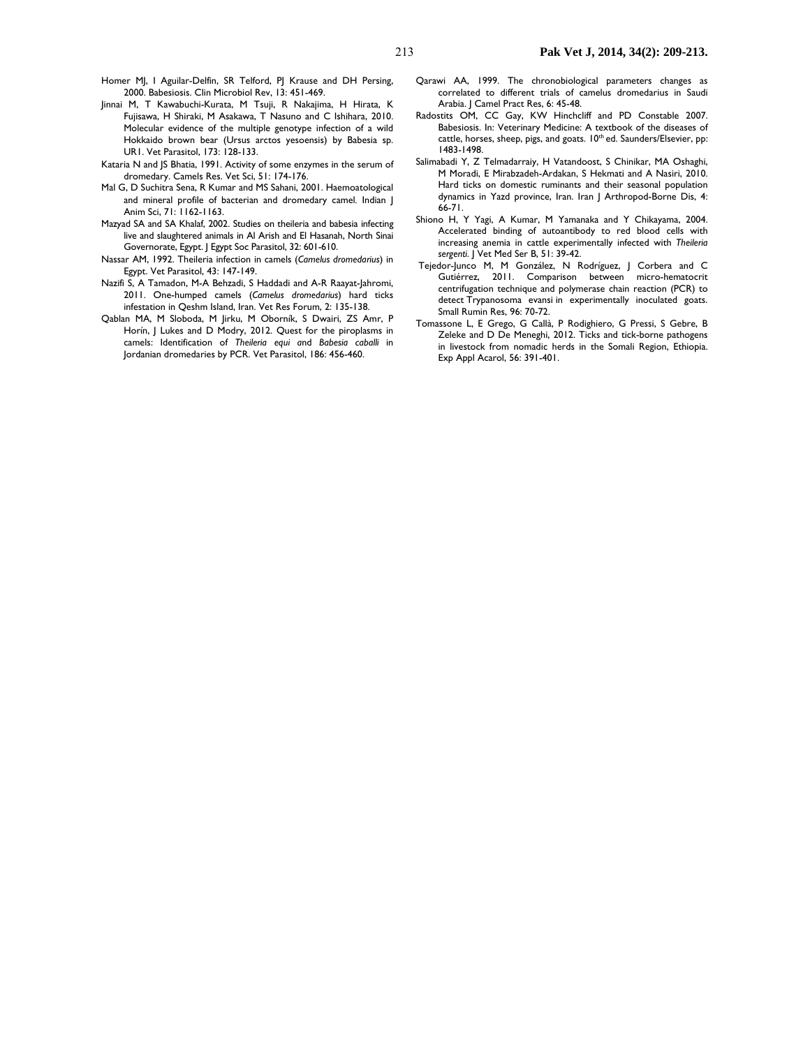Homer MJ, I Aguilar-Delfin, SR Telford, PJ Krause and DH Persing, 2000. Babesiosis. Clin Microbiol Rev, 13: 451-469.

Jinnai M, T Kawabuchi-Kurata, M Tsuji, R Nakajima, H Hirata, K Fujisawa, H Shiraki, M Asakawa, T Nasuno and C Ishihara, 2010. Molecular evidence of the multiple genotype infection of a wild Hokkaido brown bear (Ursus arctos yesoensis) by Babesia sp. UR1. Vet Parasitol, 173: 128-133.

Kataria N and JS Bhatia, 1991. Activity of some enzymes in the serum of dromedary. Camels Res. Vet Sci, 51: 174-176.

Mal G, D Suchitra Sena, R Kumar and MS Sahani, 2001. Haemoatological and mineral profile of bacterian and dromedary camel. Indian J Anim Sci, 71: 1162-1163.

Mazyad SA and SA Khalaf, 2002. Studies on theileria and babesia infecting live and slaughtered animals in Al Arish and El Hasanah, North Sinai Governorate, Egypt. J Egypt Soc Parasitol, 32: 601-610.

Nassar AM, 1992. Theileria infection in camels (*Camelus dromedarius*) in Egypt. Vet Parasitol, 43: 147-149.

Nazifi S, A Tamadon, M-A Behzadi, S Haddadi and A-R Raayat-Jahromi, 2011. One-humped camels (*Camelus dromedarius*) hard ticks infestation in Qeshm Island, Iran. Vet Res Forum, 2: 135-138.

Qablan MA, M Sloboda, M Jirku, M Oborník, S Dwairi, ZS Amr, P Horín, J Lukes and D Modry, 2012. Quest for the piroplasms in camels: Identification of *Theileria equi* and *Babesia caballi* in Jordanian dromedaries by PCR. Vet Parasitol, 186: 456-460.

Qarawi AA, 1999. The chronobiological parameters changes as correlated to different trials of camelus dromedarius in Saudi Arabia. J Camel Pract Res, 6: 45-48.

Radostits OM, CC Gay, KW Hinchcliff and PD Constable 2007. Babesiosis. In: Veterinary Medicine: A textbook of the diseases of cattle, horses, sheep, pigs, and goats. 10th ed. Saunders/Elsevier, pp: 1483-1498.

Salimabadi Y, Z Telmadarraiy, H Vatandoost, S Chinikar, MA Oshaghi, M Moradi, E Mirabzadeh-Ardakan, S Hekmati and A Nasiri, 2010. Hard ticks on domestic ruminants and their seasonal population dynamics in Yazd province, Iran. Iran J Arthropod-Borne Dis, 4: 66-71.

Shiono H, Y Yagi, A Kumar, M Yamanaka and Y Chikayama, 2004. Accelerated binding of autoantibody to red blood cells with increasing anemia in cattle experimentally infected with *Theileria sergenti*. J Vet Med Ser B, 51: 39-42.

Tejedor-Junco M, M González, N Rodríguez, J Corbera and C Gutiérrez, 2011. Comparison between micro-hematocrit centrifugation technique and polymerase chain reaction (PCR) to detect Trypanosoma evansi in experimentally inoculated goats. Small Rumin Res, 96: 70-72.

Tomassone L, E Grego, G Callà, P Rodighiero, G Pressi, S Gebre, B Zeleke and D De Meneghi, 2012. Ticks and tick-borne pathogens in livestock from nomadic herds in the Somali Region, Ethiopia. Exp Appl Acarol, 56: 391-401.